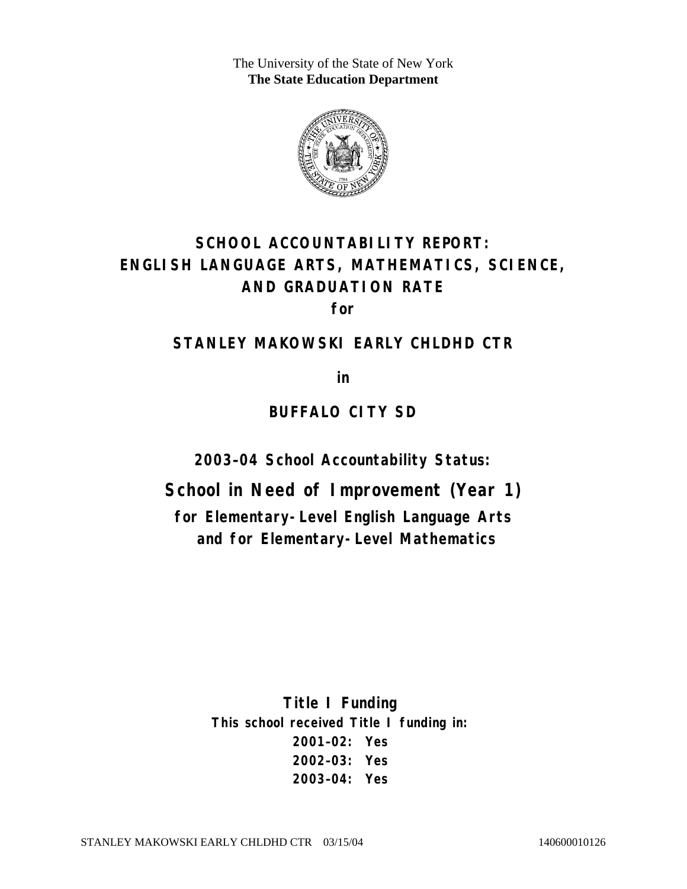The University of the State of New York
**The State Education Department**

# SCHOOL ACCOUNTABILITY REPORT: ENGLISH LANGUAGE ARTS, MATHEMATICS, SCIENCE, AND GRADUATION RATE

**for**

## STANLEY MAKOWSKI EARLY CHLDHD CTR

**in**

## BUFFALO CITY SD

**2003–04 School Accountability Status:**

## School in Need of Improvement (Year 1)

**for Elementary-Level English Language Arts and for Elementary-Level Mathematics**

**Title I Funding**

**This school received Title I funding in:**

**2001–02: Yes**
**2002–03: Yes**
**2003–04: Yes**

STANLEY MAKOWSKI EARLY CHLDHD CTR 03/15/04 140600010126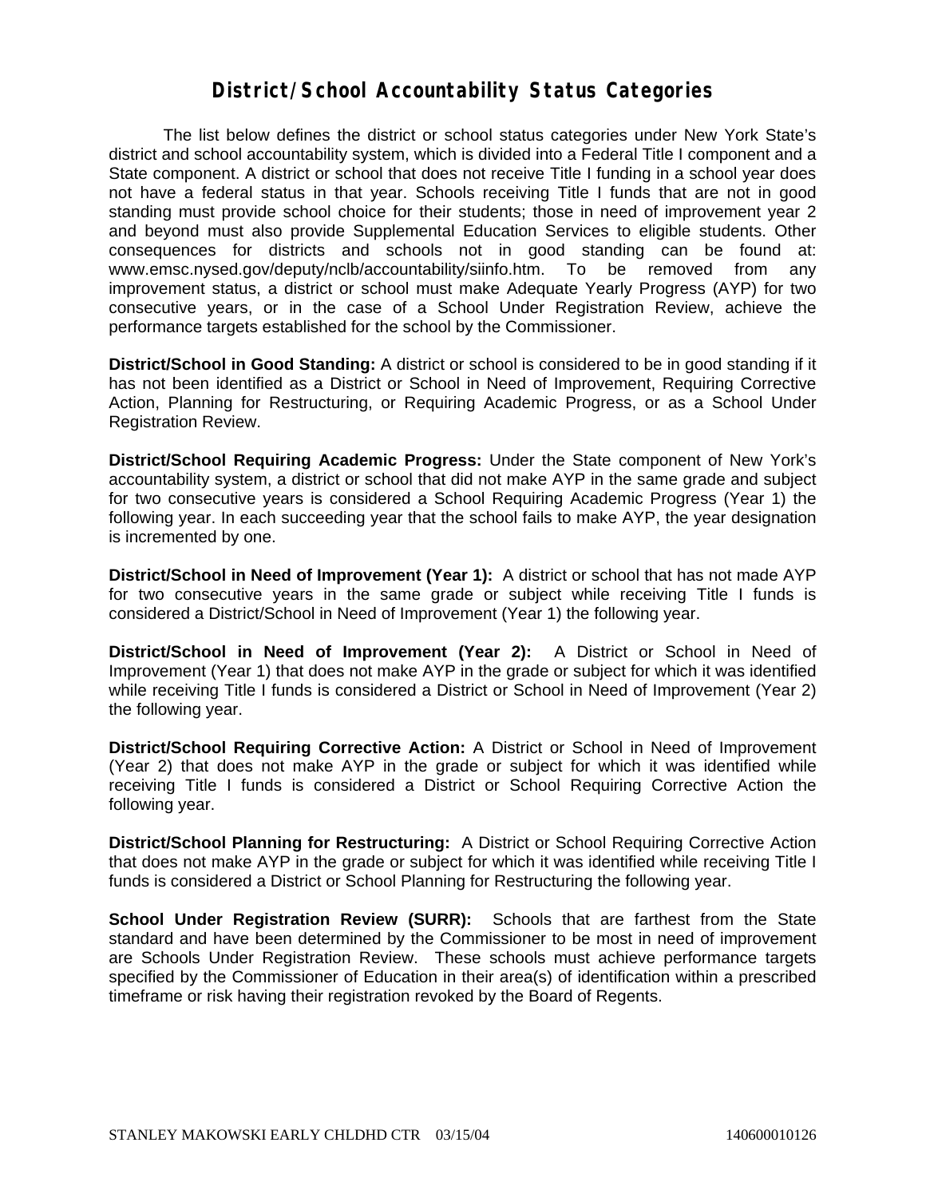# District/School Accountability Status Categories

The list below defines the district or school status categories under New York State's district and school accountability system, which is divided into a Federal Title I component and a State component. A district or school that does not receive Title I funding in a school year does not have a federal status in that year. Schools receiving Title I funds that are not in good standing must provide school choice for their students; those in need of improvement year 2 and beyond must also provide Supplemental Education Services to eligible students. Other consequences for districts and schools not in good standing can be found at: www.emsc.nysed.gov/deputy/nclb/accountability/siinfo.htm. To be removed from any improvement status, a district or school must make Adequate Yearly Progress (AYP) for two consecutive years, or in the case of a School Under Registration Review, achieve the performance targets established for the school by the Commissioner.

**District/School in Good Standing:** A district or school is considered to be in good standing if it has not been identified as a District or School in Need of Improvement, Requiring Corrective Action, Planning for Restructuring, or Requiring Academic Progress, or as a School Under Registration Review.

**District/School Requiring Academic Progress:** Under the State component of New York's accountability system, a district or school that did not make AYP in the same grade and subject for two consecutive years is considered a School Requiring Academic Progress (Year 1) the following year. In each succeeding year that the school fails to make AYP, the year designation is incremented by one.

**District/School in Need of Improvement (Year 1):** A district or school that has not made AYP for two consecutive years in the same grade or subject while receiving Title I funds is considered a District/School in Need of Improvement (Year 1) the following year.

**District/School in Need of Improvement (Year 2):** A District or School in Need of Improvement (Year 1) that does not make AYP in the grade or subject for which it was identified while receiving Title I funds is considered a District or School in Need of Improvement (Year 2) the following year.

**District/School Requiring Corrective Action:** A District or School in Need of Improvement (Year 2) that does not make AYP in the grade or subject for which it was identified while receiving Title I funds is considered a District or School Requiring Corrective Action the following year.

**District/School Planning for Restructuring:** A District or School Requiring Corrective Action that does not make AYP in the grade or subject for which it was identified while receiving Title I funds is considered a District or School Planning for Restructuring the following year.

**School Under Registration Review (SURR):** Schools that are farthest from the State standard and have been determined by the Commissioner to be most in need of improvement are Schools Under Registration Review. These schools must achieve performance targets specified by the Commissioner of Education in their area(s) of identification within a prescribed timeframe or risk having their registration revoked by the Board of Regents.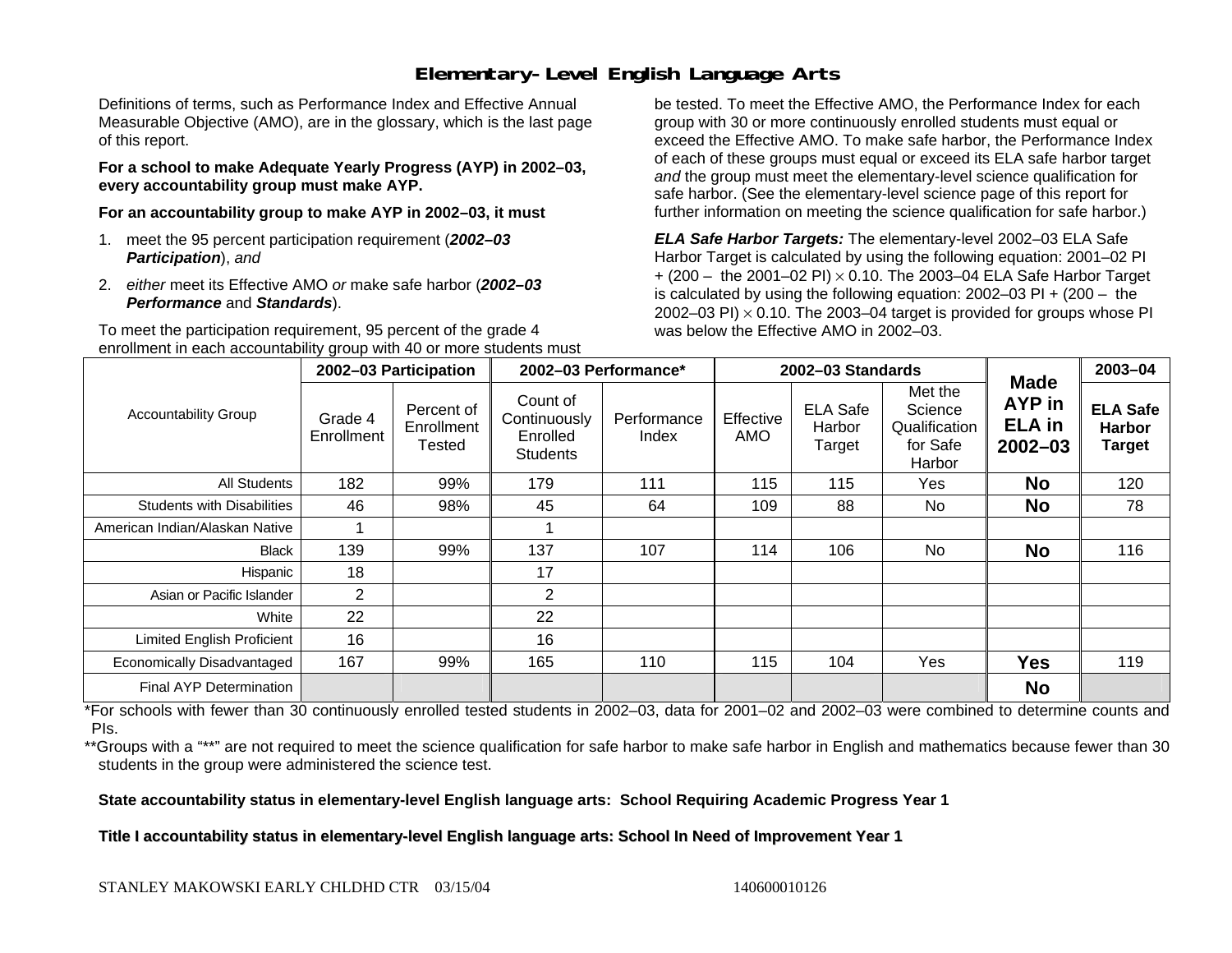# Elementary-Level English Language Arts

Definitions of terms, such as Performance Index and Effective Annual Measurable Objective (AMO), are in the glossary, which is the last page of this report.

**For a school to make Adequate Yearly Progress (AYP) in 2002–03, every accountability group must make AYP.**

**For an accountability group to make AYP in 2002–03, it must**

1. meet the 95 percent participation requirement (***2002–03 Participation***), *and*
2. *either* meet its Effective AMO *or* make safe harbor (***2002–03 Performance*** and ***Standards***).

To meet the participation requirement, 95 percent of the grade 4 enrollment in each accountability group with 40 or more students must be tested. To meet the Effective AMO, the Performance Index for each group with 30 or more continuously enrolled students must equal or exceed the Effective AMO. To make safe harbor, the Performance Index of each of these groups must equal or exceed its ELA safe harbor target *and* the group must meet the elementary-level science qualification for safe harbor. (See the elementary-level science page of this report for further information on meeting the science qualification for safe harbor.)

***ELA Safe Harbor Targets:*** The elementary-level 2002–03 ELA Safe Harbor Target is calculated by using the following equation: 2001–02 PI + (200 – the 2001–02 PI) × 0.10. The 2003–04 ELA Safe Harbor Target is calculated by using the following equation: 2002–03 PI + (200 – the 2002–03 PI) × 0.10. The 2003–04 target is provided for groups whose PI was below the Effective AMO in 2002–03.

| Accountability Group | 2002–03 Participation | | 2002–03 Performance* | | 2002–03 Standards | | | Made AYP in ELA in 2002–03 | 2003–04 |
|---|---|---|---|---|---|---|---|---|---|
| | Grade 4 Enrollment | Percent of Enrollment Tested | Count of Continuously Enrolled Students | Performance Index | Effective AMO | ELA Safe Harbor Target | Met the Science Qualification for Safe Harbor | | ELA Safe Harbor Target |
| All Students | 182 | 99% | 179 | 111 | 115 | 115 | Yes | **No** | 120 |
| Students with Disabilities | 46 | 98% | 45 | 64 | 109 | 88 | No | **No** | 78 |
| American Indian/Alaskan Native | 1 | | 1 | | | | | | |
| Black | 139 | 99% | 137 | 107 | 114 | 106 | No | **No** | 116 |
| Hispanic | 18 | | 17 | | | | | | |
| Asian or Pacific Islander | 2 | | 2 | | | | | | |
| White | 22 | | 22 | | | | | | |
| Limited English Proficient | 16 | | 16 | | | | | | |
| Economically Disadvantaged | 167 | 99% | 165 | 110 | 115 | 104 | Yes | **Yes** | 119 |
| Final AYP Determination | | | | | | | | **No** | |

*For schools with fewer than 30 continuously enrolled tested students in 2002–03, data for 2001–02 and 2002–03 were combined to determine counts and PIs.

**Groups with a "**" are not required to meet the science qualification for safe harbor to make safe harbor in English and mathematics because fewer than 30 students in the group were administered the science test.

**State accountability status in elementary-level English language arts: School Requiring Academic Progress Year 1**

**Title I accountability status in elementary-level English language arts: School In Need of Improvement Year 1**

STANLEY MAKOWSKI EARLY CHLDHD CTR 03/15/04 140600010126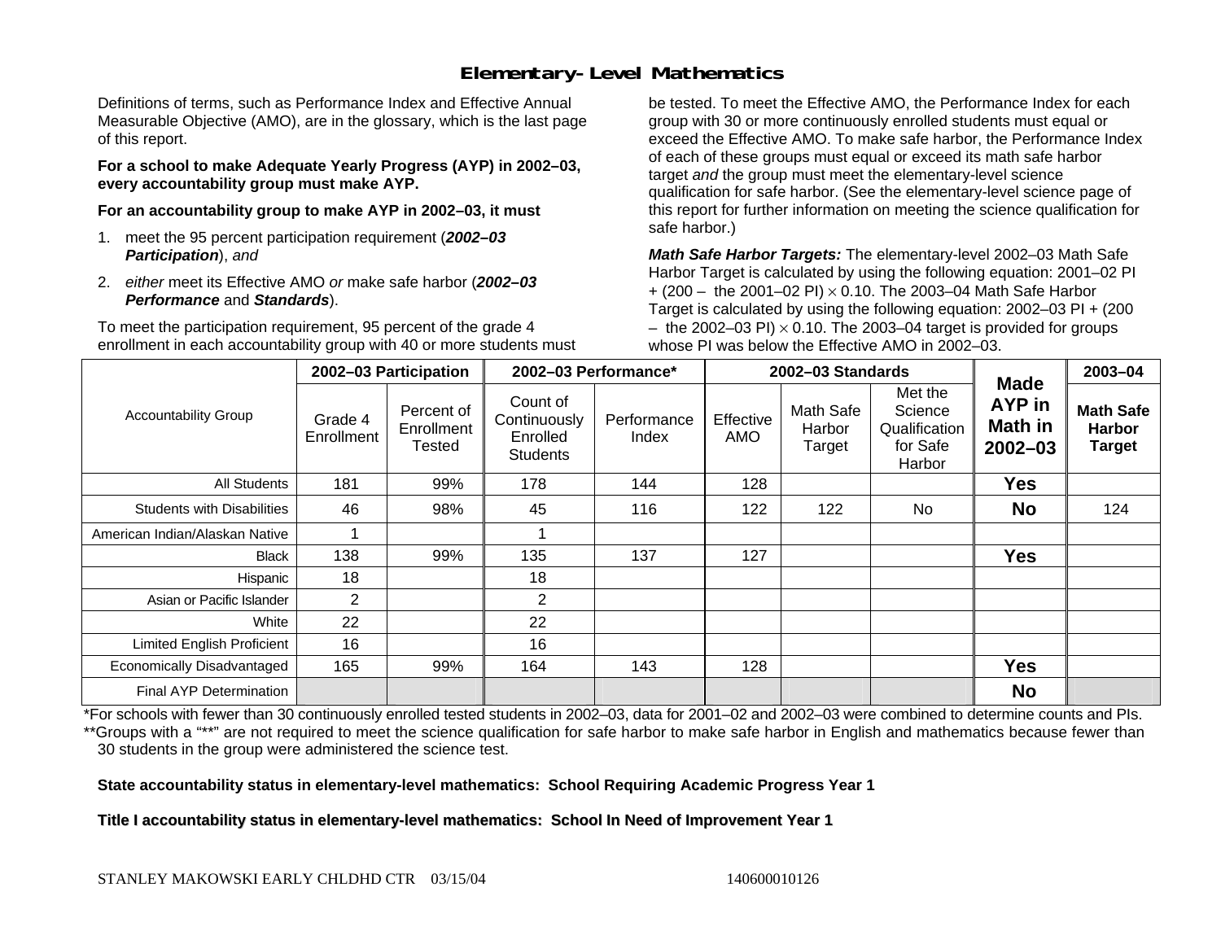# Elementary-Level Mathematics

Definitions of terms, such as Performance Index and Effective Annual Measurable Objective (AMO), are in the glossary, which is the last page of this report.

**For a school to make Adequate Yearly Progress (AYP) in 2002–03, every accountability group must make AYP.**

**For an accountability group to make AYP in 2002–03, it must**

1. meet the 95 percent participation requirement (***2002–03 Participation***), *and*
2. *either* meet its Effective AMO *or* make safe harbor (***2002–03 Performance*** and ***Standards***).

To meet the participation requirement, 95 percent of the grade 4 enrollment in each accountability group with 40 or more students must be tested. To meet the Effective AMO, the Performance Index for each group with 30 or more continuously enrolled students must equal or exceed the Effective AMO. To make safe harbor, the Performance Index of each of these groups must equal or exceed its math safe harbor target *and* the group must meet the elementary-level science qualification for safe harbor. (See the elementary-level science page of this report for further information on meeting the science qualification for safe harbor.)

***Math Safe Harbor Targets:*** The elementary-level 2002–03 Math Safe Harbor Target is calculated by using the following equation: 2001–02 PI + (200 – the 2001–02 PI) $\times$ 0.10. The 2003–04 Math Safe Harbor Target is calculated by using the following equation: 2002–03 PI + (200 – the 2002–03 PI) $\times$ 0.10. The 2003–04 target is provided for groups whose PI was below the Effective AMO in 2002–03.

| Accountability Group | 2002–03 Participation | | 2002–03 Performance* | | 2002–03 Standards | | | Made AYP in Math in 2002–03 | 2003–04 |
|---|---|---|---|---|---|---|---|---|---|
| | Grade 4 Enrollment | Percent of Enrollment Tested | Count of Continuously Enrolled Students | Performance Index | Effective AMO | Math Safe Harbor Target | Met the Science Qualification for Safe Harbor | | **Math Safe Harbor Target** |
| All Students | 181 | 99% | 178 | 144 | 128 | | | **Yes** | |
| Students with Disabilities | 46 | 98% | 45 | 116 | 122 | 122 | No | **No** | 124 |
| American Indian/Alaskan Native | 1 | | 1 | | | | | | |
| Black | 138 | 99% | 135 | 137 | 127 | | | **Yes** | |
| Hispanic | 18 | | 18 | | | | | | |
| Asian or Pacific Islander | 2 | | 2 | | | | | | |
| White | 22 | | 22 | | | | | | |
| Limited English Proficient | 16 | | 16 | | | | | | |
| Economically Disadvantaged | 165 | 99% | 164 | 143 | 128 | | | **Yes** | |
| Final AYP Determination | | | | | | | | **No** | |

*For schools with fewer than 30 continuously enrolled tested students in 2002–03, data for 2001–02 and 2002–03 were combined to determine counts and PIs.

**Groups with a "**" are not required to meet the science qualification for safe harbor to make safe harbor in English and mathematics because fewer than 30 students in the group were administered the science test.

**State accountability status in elementary-level mathematics: School Requiring Academic Progress Year 1**

**Title I accountability status in elementary-level mathematics: School In Need of Improvement Year 1**

STANLEY MAKOWSKI EARLY CHLDHD CTR 03/15/04 140600010126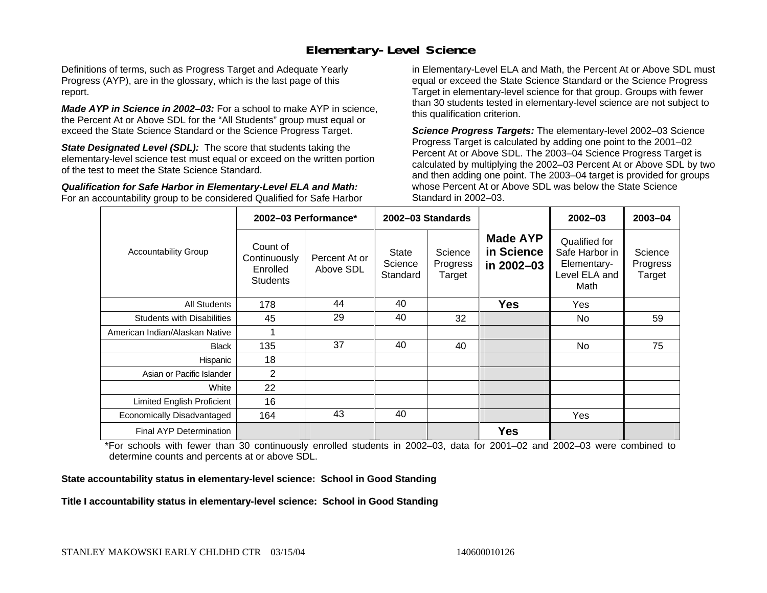## Elementary-Level Science

Definitions of terms, such as Progress Target and Adequate Yearly Progress (AYP), are in the glossary, which is the last page of this report.

***Made AYP in Science in 2002–03:*** For a school to make AYP in science, the Percent At or Above SDL for the "All Students" group must equal or exceed the State Science Standard or the Science Progress Target.

***State Designated Level (SDL):*** The score that students taking the elementary-level science test must equal or exceed on the written portion of the test to meet the State Science Standard.

***Qualification for Safe Harbor in Elementary-Level ELA and Math:*** For an accountability group to be considered Qualified for Safe Harbor in Elementary-Level ELA and Math, the Percent At or Above SDL must equal or exceed the State Science Standard or the Science Progress Target in elementary-level science for that group. Groups with fewer than 30 students tested in elementary-level science are not subject to this qualification criterion.

***Science Progress Targets:*** The elementary-level 2002–03 Science Progress Target is calculated by adding one point to the 2001–02 Percent At or Above SDL. The 2003–04 Science Progress Target is calculated by multiplying the 2002–03 Percent At or Above SDL by two and then adding one point. The 2003–04 target is provided for groups whose Percent At or Above SDL was below the State Science Standard in 2002–03.

| Accountability Group | 2002–03 Performance* | | 2002–03 Standards | | Made AYP in Science in 2002–03 | 2002–03 | 2003–04 |
|---|---|---|---|---|---|---|---|
| | Count of Continuously Enrolled Students | Percent At or Above SDL | State Science Standard | Science Progress Target | | Qualified for Safe Harbor in Elementary-Level ELA and Math | Science Progress Target |
| All Students | 178 | 44 | 40 | | **Yes** | Yes | |
| Students with Disabilities | 45 | 29 | 40 | 32 | | No | 59 |
| American Indian/Alaskan Native | 1 | | | | | | |
| Black | 135 | 37 | 40 | 40 | | No | 75 |
| Hispanic | 18 | | | | | | |
| Asian or Pacific Islander | 2 | | | | | | |
| White | 22 | | | | | | |
| Limited English Proficient | 16 | | | | | | |
| Economically Disadvantaged | 164 | 43 | 40 | | | Yes | |
| Final AYP Determination | | | | | **Yes** | | |

*For schools with fewer than 30 continuously enrolled students in 2002–03, data for 2001–02 and 2002–03 were combined to determine counts and percents at or above SDL.

**State accountability status in elementary-level science: School in Good Standing**

**Title I accountability status in elementary-level science: School in Good Standing**

STANLEY MAKOWSKI EARLY CHLDHD CTR 03/15/04 140600010126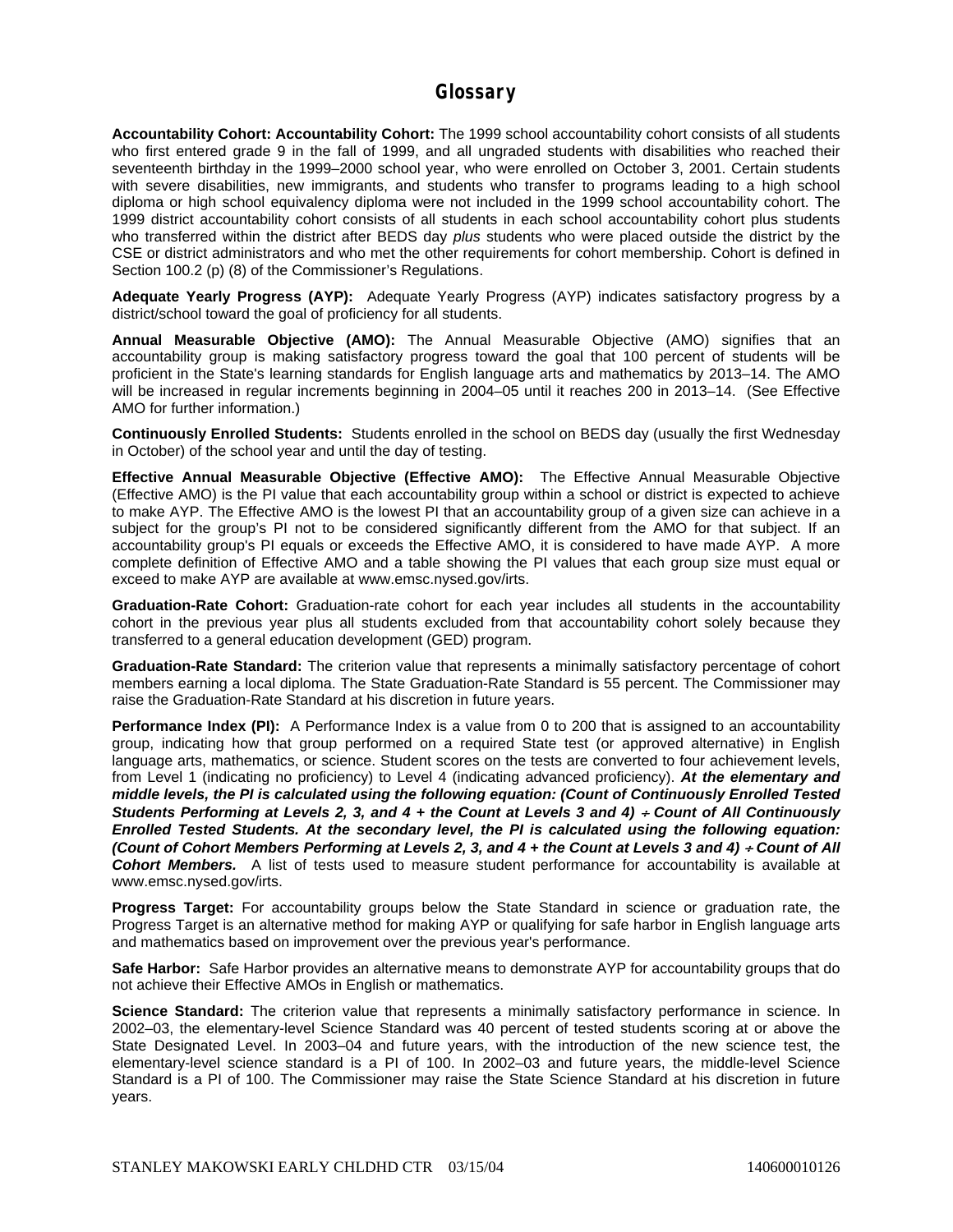# Glossary

**Accountability Cohort: Accountability Cohort:** The 1999 school accountability cohort consists of all students who first entered grade 9 in the fall of 1999, and all ungraded students with disabilities who reached their seventeenth birthday in the 1999–2000 school year, who were enrolled on October 3, 2001. Certain students with severe disabilities, new immigrants, and students who transfer to programs leading to a high school diploma or high school equivalency diploma were not included in the 1999 school accountability cohort. The 1999 district accountability cohort consists of all students in each school accountability cohort plus students who transferred within the district after BEDS day *plus* students who were placed outside the district by the CSE or district administrators and who met the other requirements for cohort membership. Cohort is defined in Section 100.2 (p) (8) of the Commissioner's Regulations.

**Adequate Yearly Progress (AYP):** Adequate Yearly Progress (AYP) indicates satisfactory progress by a district/school toward the goal of proficiency for all students.

**Annual Measurable Objective (AMO):** The Annual Measurable Objective (AMO) signifies that an accountability group is making satisfactory progress toward the goal that 100 percent of students will be proficient in the State's learning standards for English language arts and mathematics by 2013–14. The AMO will be increased in regular increments beginning in 2004–05 until it reaches 200 in 2013–14. (See Effective AMO for further information.)

**Continuously Enrolled Students:** Students enrolled in the school on BEDS day (usually the first Wednesday in October) of the school year and until the day of testing.

**Effective Annual Measurable Objective (Effective AMO):** The Effective Annual Measurable Objective (Effective AMO) is the PI value that each accountability group within a school or district is expected to achieve to make AYP. The Effective AMO is the lowest PI that an accountability group of a given size can achieve in a subject for the group's PI not to be considered significantly different from the AMO for that subject. If an accountability group's PI equals or exceeds the Effective AMO, it is considered to have made AYP. A more complete definition of Effective AMO and a table showing the PI values that each group size must equal or exceed to make AYP are available at www.emsc.nysed.gov/irts.

**Graduation-Rate Cohort:** Graduation-rate cohort for each year includes all students in the accountability cohort in the previous year plus all students excluded from that accountability cohort solely because they transferred to a general education development (GED) program.

**Graduation-Rate Standard:** The criterion value that represents a minimally satisfactory percentage of cohort members earning a local diploma. The State Graduation-Rate Standard is 55 percent. The Commissioner may raise the Graduation-Rate Standard at his discretion in future years.

**Performance Index (PI):** A Performance Index is a value from 0 to 200 that is assigned to an accountability group, indicating how that group performed on a required State test (or approved alternative) in English language arts, mathematics, or science. Student scores on the tests are converted to four achievement levels, from Level 1 (indicating no proficiency) to Level 4 (indicating advanced proficiency). ***At the elementary and middle levels, the PI is calculated using the following equation: (Count of Continuously Enrolled Tested Students Performing at Levels 2, 3, and 4 + the Count at Levels 3 and 4) ÷ Count of All Continuously Enrolled Tested Students. At the secondary level, the PI is calculated using the following equation: (Count of Cohort Members Performing at Levels 2, 3, and 4 + the Count at Levels 3 and 4) ÷ Count of All Cohort Members.*** A list of tests used to measure student performance for accountability is available at www.emsc.nysed.gov/irts.

**Progress Target:** For accountability groups below the State Standard in science or graduation rate, the Progress Target is an alternative method for making AYP or qualifying for safe harbor in English language arts and mathematics based on improvement over the previous year's performance.

**Safe Harbor:** Safe Harbor provides an alternative means to demonstrate AYP for accountability groups that do not achieve their Effective AMOs in English or mathematics.

**Science Standard:** The criterion value that represents a minimally satisfactory performance in science. In 2002–03, the elementary-level Science Standard was 40 percent of tested students scoring at or above the State Designated Level. In 2003–04 and future years, with the introduction of the new science test, the elementary-level science standard is a PI of 100. In 2002–03 and future years, the middle-level Science Standard is a PI of 100. The Commissioner may raise the State Science Standard at his discretion in future years.